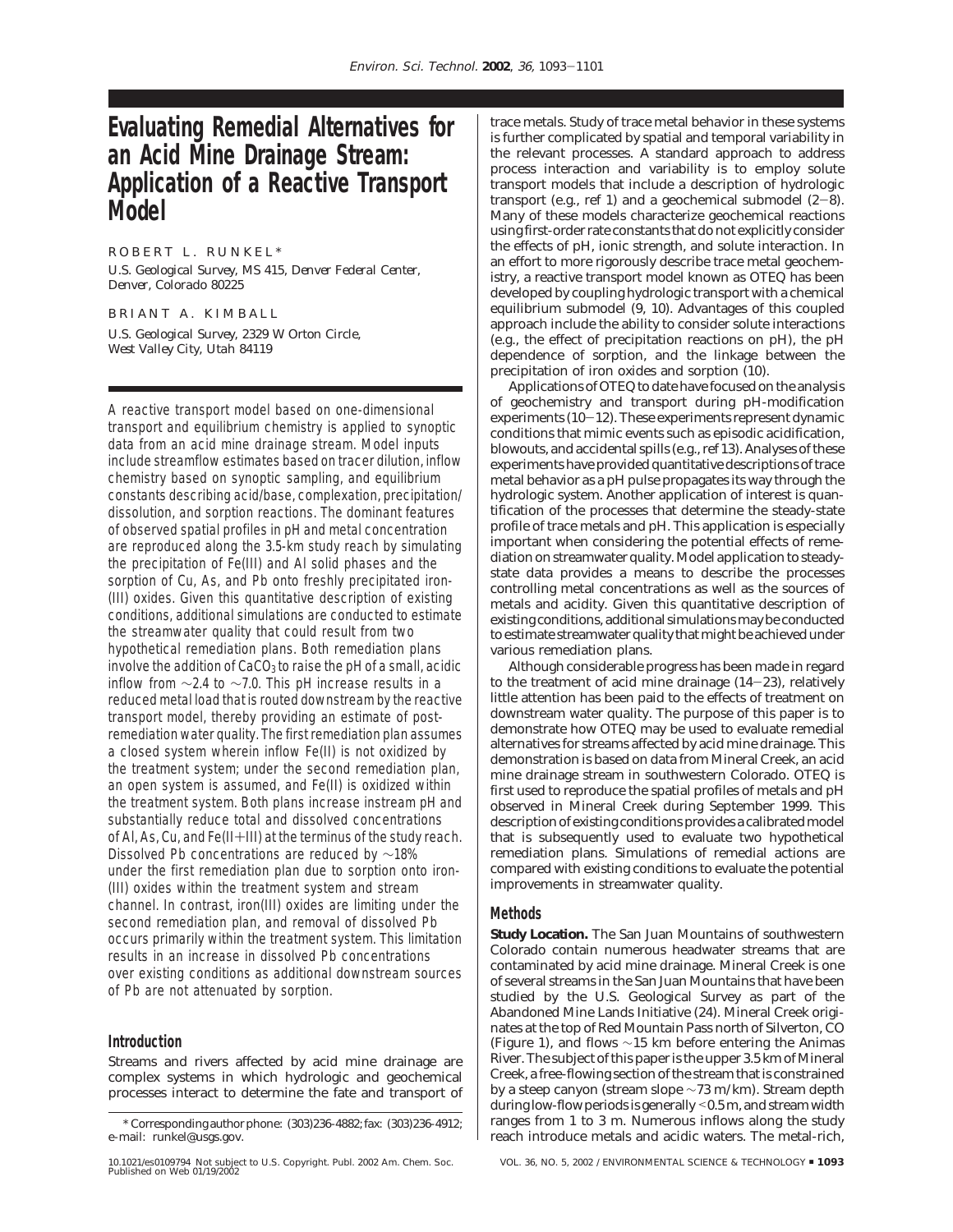# Evaluating Remedial Alternatives for an Acid Mine Drainage Stream: Application of a Reactive Transport Model

ROBERT L. RUNKEL*

*U.S. Geological Survey, MS 415, Denver Federal Center, Denver, Colorado 80225*

BRIANT A. KIMBALL

*U.S. Geological Survey, 2329 W Orton Circle, West Valley City, Utah 84119*

A reactive transport model based on one-dimensional transport and equilibrium chemistry is applied to synoptic data from an acid mine drainage stream. Model inputs include streamflow estimates based on tracer dilution, inflow chemistry based on synoptic sampling, and equilibrium constants describing acid/base, complexation, precipitation/dissolution, and sorption reactions. The dominant features of observed spatial profiles in pH and metal concentration are reproduced along the 3.5-km study reach by simulating the precipitation of Fe(III) and Al solid phases and the sorption of Cu, As, and Pb onto freshly precipitated iron(III) oxides. Given this quantitative description of existing conditions, additional simulations are conducted to estimate the streamwater quality that could result from two hypothetical remediation plans. Both remediation plans involve the addition of $CaCO_3$ to raise the pH of a small, acidic inflow from ~2.4 to ~7.0. This pH increase results in a reduced metal load that is routed downstream by the reactive transport model, thereby providing an estimate of post-remediation water quality. The first remediation plan assumes a closed system wherein inflow Fe(II) is not oxidized by the treatment system; under the second remediation plan, an open system is assumed, and Fe(II) is oxidized within the treatment system. Both plans increase instream pH and substantially reduce total and dissolved concentrations of Al, As, Cu, and Fe(II+III) at the terminus of the study reach. Dissolved Pb concentrations are reduced by ~18% under the first remediation plan due to sorption onto iron(III) oxides within the treatment system and stream channel. In contrast, iron(III) oxides are limiting under the second remediation plan, and removal of dissolved Pb occurs primarily within the treatment system. This limitation results in an increase in dissolved Pb concentrations over existing conditions as additional downstream sources of Pb are not attenuated by sorption.

## Introduction

Streams and rivers affected by acid mine drainage are complex systems in which hydrologic and geochemical processes interact to determine the fate and transport of trace metals. Study of trace metal behavior in these systems is further complicated by spatial and temporal variability in the relevant processes. A standard approach to address process interaction and variability is to employ solute transport models that include a description of hydrologic transport (e.g., ref 1) and a geochemical submodel (2−8). Many of these models characterize geochemical reactions using first-order rate constants that do not explicitly consider the effects of pH, ionic strength, and solute interaction. In an effort to more rigorously describe trace metal geochemistry, a reactive transport model known as OTEQ has been developed by coupling hydrologic transport with a chemical equilibrium submodel (9, 10). Advantages of this coupled approach include the ability to consider solute interactions (e.g., the effect of precipitation reactions on pH), the pH dependence of sorption, and the linkage between the precipitation of iron oxides and sorption (10).

Applications of OTEQ to date have focused on the analysis of geochemistry and transport during pH-modification experiments (10−12). These experiments represent dynamic conditions that mimic events such as episodic acidification, blowouts, and accidental spills (e.g., ref 13). Analyses of these experiments have provided quantitative descriptions of trace metal behavior as a pH pulse propagates its way through the hydrologic system. Another application of interest is quantification of the processes that determine the steady-state profile of trace metals and pH. This application is especially important when considering the potential effects of remediation on streamwater quality. Model application to steady-state data provides a means to describe the processes controlling metal concentrations as well as the sources of metals and acidity. Given this quantitative description of existing conditions, additional simulations may be conducted to estimate streamwater quality that might be achieved under various remediation plans.

Although considerable progress has been made in regard to the treatment of acid mine drainage (14−23), relatively little attention has been paid to the effects of treatment on downstream water quality. The purpose of this paper is to demonstrate how OTEQ may be used to evaluate remedial alternatives for streams affected by acid mine drainage. This demonstration is based on data from Mineral Creek, an acid mine drainage stream in southwestern Colorado. OTEQ is first used to reproduce the spatial profiles of metals and pH observed in Mineral Creek during September 1999. This description of existing conditions provides a calibrated model that is subsequently used to evaluate two hypothetical remediation plans. Simulations of remedial actions are compared with existing conditions to evaluate the potential improvements in streamwater quality.

## Methods

**Study Location.** The San Juan Mountains of southwestern Colorado contain numerous headwater streams that are contaminated by acid mine drainage. Mineral Creek is one of several streams in the San Juan Mountains that have been studied by the U.S. Geological Survey as part of the Abandoned Mine Lands Initiative (24). Mineral Creek originates at the top of Red Mountain Pass north of Silverton, CO (Figure 1), and flows ~15 km before entering the Animas River. The subject of this paper is the upper 3.5 km of Mineral Creek, a free-flowing section of the stream that is constrained by a steep canyon (stream slope ~73 m/km). Stream depth during low-flow periods is generally <0.5 m, and stream width ranges from 1 to 3 m. Numerous inflows along the study reach introduce metals and acidic waters. The metal-rich,

\* Corresponding author phone: (303)236-4882; fax: (303)236-4912; e-mail: runkel@usgs.gov.

10.1021/es0109794 Not subject to U.S. Copyright. Publ. 2002 Am. Chem. Soc. Published on Web 01/19/2002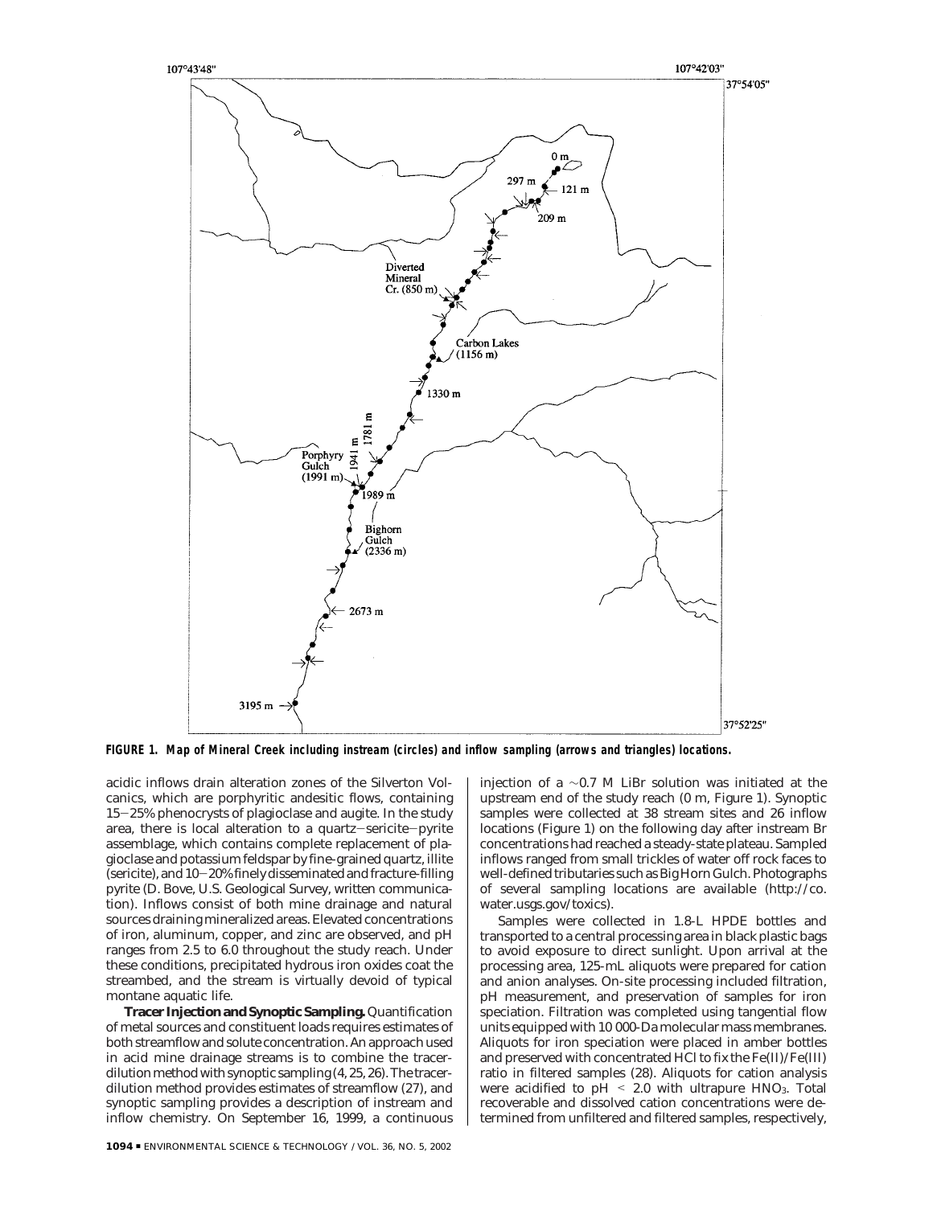FIGURE 1. Map of Mineral Creek including instream (circles) and inflow sampling (arrows and triangles) locations.

acidic inflows drain alteration zones of the Silverton Volcanics, which are porphyritic andesitic flows, containing 15−25% phenocrysts of plagioclase and augite. In the study area, there is local alteration to a quartz−sericite−pyrite assemblage, which contains complete replacement of plagioclase and potassium feldspar by fine-grained quartz, illite (sericite), and 10−20% finely disseminated and fracture-filling pyrite (D. Bove, U.S. Geological Survey, written communication). Inflows consist of both mine drainage and natural sources draining mineralized areas. Elevated concentrations of iron, aluminum, copper, and zinc are observed, and pH ranges from 2.5 to 6.0 throughout the study reach. Under these conditions, precipitated hydrous iron oxides coat the streambed, and the stream is virtually devoid of typical montane aquatic life.

**Tracer Injection and Synoptic Sampling.** Quantification of metal sources and constituent loads requires estimates of both streamflow and solute concentration. An approach used in acid mine drainage streams is to combine the tracer-dilution method with synoptic sampling (*4, 25, 26*). The tracer-dilution method provides estimates of streamflow (*27*), and synoptic sampling provides a description of instream and inflow chemistry. On September 16, 1999, a continuous injection of a ∼0.7 M LiBr solution was initiated at the upstream end of the study reach (0 m, Figure 1). Synoptic samples were collected at 38 stream sites and 26 inflow locations (Figure 1) on the following day after instream Br concentrations had reached a steady-state plateau. Sampled inflows ranged from small trickles of water off rock faces to well-defined tributaries such as Big Horn Gulch. Photographs of several sampling locations are available (http://co.water.usgs.gov/toxics).

Samples were collected in 1.8-L HPDE bottles and transported to a central processing area in black plastic bags to avoid exposure to direct sunlight. Upon arrival at the processing area, 125-mL aliquots were prepared for cation and anion analyses. On-site processing included filtration, pH measurement, and preservation of samples for iron speciation. Filtration was completed using tangential flow units equipped with 10 000-Da molecular mass membranes. Aliquots for iron speciation were placed in amber bottles and preserved with concentrated HCl to fix the Fe(II)/Fe(III) ratio in filtered samples (*28*). Aliquots for cation analysis were acidified to pH < 2.0 with ultrapure $HNO_3$. Total recoverable and dissolved cation concentrations were determined from unfiltered and filtered samples, respectively,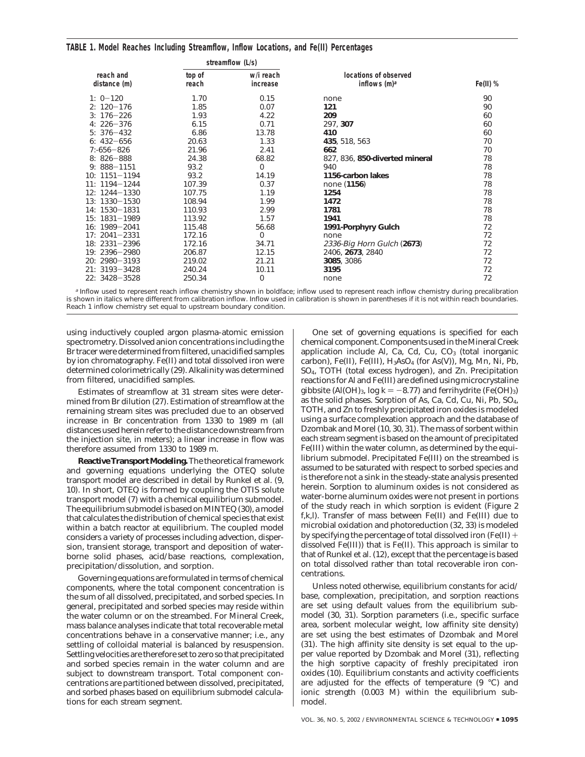**TABLE 1. Model Reaches Including Streamflow, Inflow Locations, and Fe(II) Percentages**

| reach and distance (m) | streamflow (L/s) top of reach | streamflow (L/s) w/i reach increase | locations of observed inflows (m)[a] | Fe(II) % |
|---|---|---|---|---|
| 1: 0−120 | 1.70 | 0.15 | none | 90 |
| 2: 120−176 | 1.85 | 0.07 | **121** | 90 |
| 3: 176−226 | 1.93 | 4.22 | **209** | 60 |
| 4: 226−376 | 6.15 | 0.71 | 297, **307** | 60 |
| 5: 376−432 | 6.86 | 13.78 | **410** | 60 |
| 6: 432−656 | 20.63 | 1.33 | **435**, 518, 563 | 70 |
| 7:-656−826 | 21.96 | 2.41 | **662** | 70 |
| 8: 826−888 | 24.38 | 68.82 | 827, 836, **850-diverted mineral** | 78 |
| 9: 888−1151 | 93.2 | 0 | 940 | 78 |
| 10: 1151−1194 | 93.2 | 14.19 | **1156-carbon lakes** | 78 |
| 11: 1194−1244 | 107.39 | 0.37 | none (**1156**) | 78 |
| 12: 1244−1330 | 107.75 | 1.19 | **1254** | 78 |
| 13: 1330−1530 | 108.94 | 1.99 | **1472** | 78 |
| 14: 1530−1831 | 110.93 | 2.99 | **1781** | 78 |
| 15: 1831−1989 | 113.92 | 1.57 | **1941** | 78 |
| 16: 1989−2041 | 115.48 | 56.68 | **1991-Porphyry Gulch** | 72 |
| 17: 2041−2331 | 172.16 | 0 | none | 72 |
| 18: 2331−2396 | 172.16 | 34.71 | *2336-Big Horn Gulch* (**2673**) | 72 |
| 19: 2396−2980 | 206.87 | 12.15 | 2406, **2673**, 2840 | 72 |
| 20: 2980−3193 | 219.02 | 21.21 | **3085**, 3086 | 72 |
| 21: 3193−3428 | 240.24 | 10.11 | **3195** | 72 |
| 22: 3428−3528 | 250.34 | 0 | none | 72 |

[a] Inflow used to represent reach inflow chemistry shown in boldface; inflow used to represent reach inflow chemistry during precalibration is shown in italics where different from calibration inflow. Inflow used in calibration is shown in parentheses if it is not within reach boundaries. Reach 1 inflow chemistry set equal to upstream boundary condition.

using inductively coupled argon plasma-atomic emission spectrometry. Dissolved anion concentrations including the Br tracer were determined from filtered, unacidified samples by ion chromatography. Fe(II) and total dissolved iron were determined colorimetrically (29). Alkalinity was determined from filtered, unacidified samples.

Estimates of streamflow at 31 stream sites were determined from Br dilution (27). Estimation of streamflow at the remaining stream sites was precluded due to an observed increase in Br concentration from 1330 to 1989 m (all distances used herein refer to the distance downstream from the injection site, in meters); a linear increase in flow was therefore assumed from 1330 to 1989 m.

**Reactive Transport Modeling.** The theoretical framework and governing equations underlying the OTEQ solute transport model are described in detail by Runkel et al. (9, 10). In short, OTEQ is formed by coupling the OTIS solute transport model (7) with a chemical equilibrium submodel. The equilibrium submodel is based on MINTEQ (30), a model that calculates the distribution of chemical species that exist within a batch reactor at equilibrium. The coupled model considers a variety of processes including advection, dispersion, transient storage, transport and deposition of water-borne solid phases, acid/base reactions, complexation, precipitation/dissolution, and sorption.

Governing equations are formulated in terms of chemical components, where the total component concentration is the sum of all dissolved, precipitated, and sorbed species. In general, precipitated and sorbed species may reside within the water column or on the streambed. For Mineral Creek, mass balance analyses indicate that total recoverable metal concentrations behave in a conservative manner; i.e., any settling of colloidal material is balanced by resuspension. Settling velocities are therefore set to zero so that precipitated and sorbed species remain in the water column and are subject to downstream transport. Total component concentrations are partitioned between dissolved, precipitated, and sorbed phases based on equilibrium submodel calculations for each stream segment.

One set of governing equations is specified for each chemical component. Components used in the Mineral Creek application include Al, Ca, Cd, Cu, $CO_3$ (total inorganic carbon), Fe(II), Fe(III), $H_3AsO_4$ (for As(V)), Mg, Mn, Ni, Pb, $SO_4$, TOTH (total excess hydrogen), and Zn. Precipitation reactions for Al and Fe(III) are defined using microcrystaline gibbsite ($Al(OH)_3$, $\log k = -8.77$) and ferrihydrite ($Fe(OH)_3$) as the solid phases. Sorption of As, Ca, Cd, Cu, Ni, Pb, $SO_4$, TOTH, and Zn to freshly precipitated iron oxides is modeled using a surface complexation approach and the database of Dzombak and Morel (10, 30, 31). The mass of sorbent within each stream segment is based on the amount of precipitated Fe(III) within the water column, as determined by the equilibrium submodel. Precipitated Fe(III) on the streambed is assumed to be saturated with respect to sorbed species and is therefore not a sink in the steady-state analysis presented herein. Sorption to aluminum oxides is not considered as water-borne aluminum oxides were not present in portions of the study reach in which sorption is evident (Figure 2 f,k,l). Transfer of mass between Fe(II) and Fe(III) due to microbial oxidation and photoreduction (32, 33) is modeled by specifying the percentage of total dissolved iron (Fe(II) + dissolved Fe(III)) that is Fe(II). This approach is similar to that of Runkel et al. (12), except that the percentage is based on total dissolved rather than total recoverable iron concentrations.

Unless noted otherwise, equilibrium constants for acid/base, complexation, precipitation, and sorption reactions are set using default values from the equilibrium submodel (30, 31). Sorption parameters (i.e., specific surface area, sorbent molecular weight, low affinity site density) are set using the best estimates of Dzombak and Morel (31). The high affinity site density is set equal to the upper value reported by Dzombak and Morel (31), reflecting the high sorptive capacity of freshly precipitated iron oxides (10). Equilibrium constants and activity coefficients are adjusted for the effects of temperature (9 °C) and ionic strength (0.003 M) within the equilibrium submodel.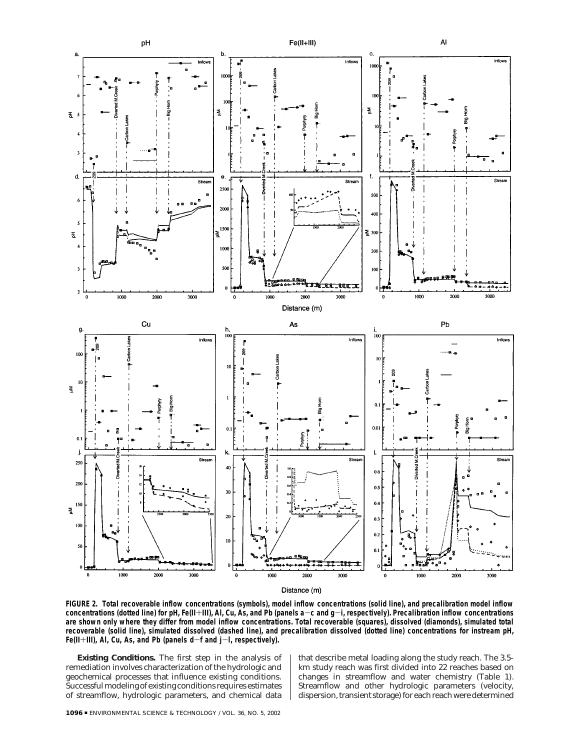**FIGURE 2. Total recoverable inflow concentrations (symbols), model inflow concentrations (solid line), and precalibration model inflow concentrations (dotted line) for pH, Fe(II+III), Al, Cu, As, and Pb (panels a–c and g–i, respectively). Precalibration inflow concentrations are shown only where they differ from model inflow concentrations. Total recoverable (squares), dissolved (diamonds), simulated total recoverable (solid line), simulated dissolved (dashed line), and precalibration dissolved (dotted line) concentrations for instream pH, Fe(II+III), Al, Cu, As, and Pb (panels d–f and j–l, respectively).**

**Existing Conditions.** The first step in the analysis of remediation involves characterization of the hydrologic and geochemical processes that influence existing conditions. Successful modeling of existing conditions requires estimates of streamflow, hydrologic parameters, and chemical data that describe metal loading along the study reach. The 3.5-km study reach was first divided into 22 reaches based on changes in streamflow and water chemistry (Table 1). Streamflow and other hydrologic parameters (velocity, dispersion, transient storage) for each reach were determined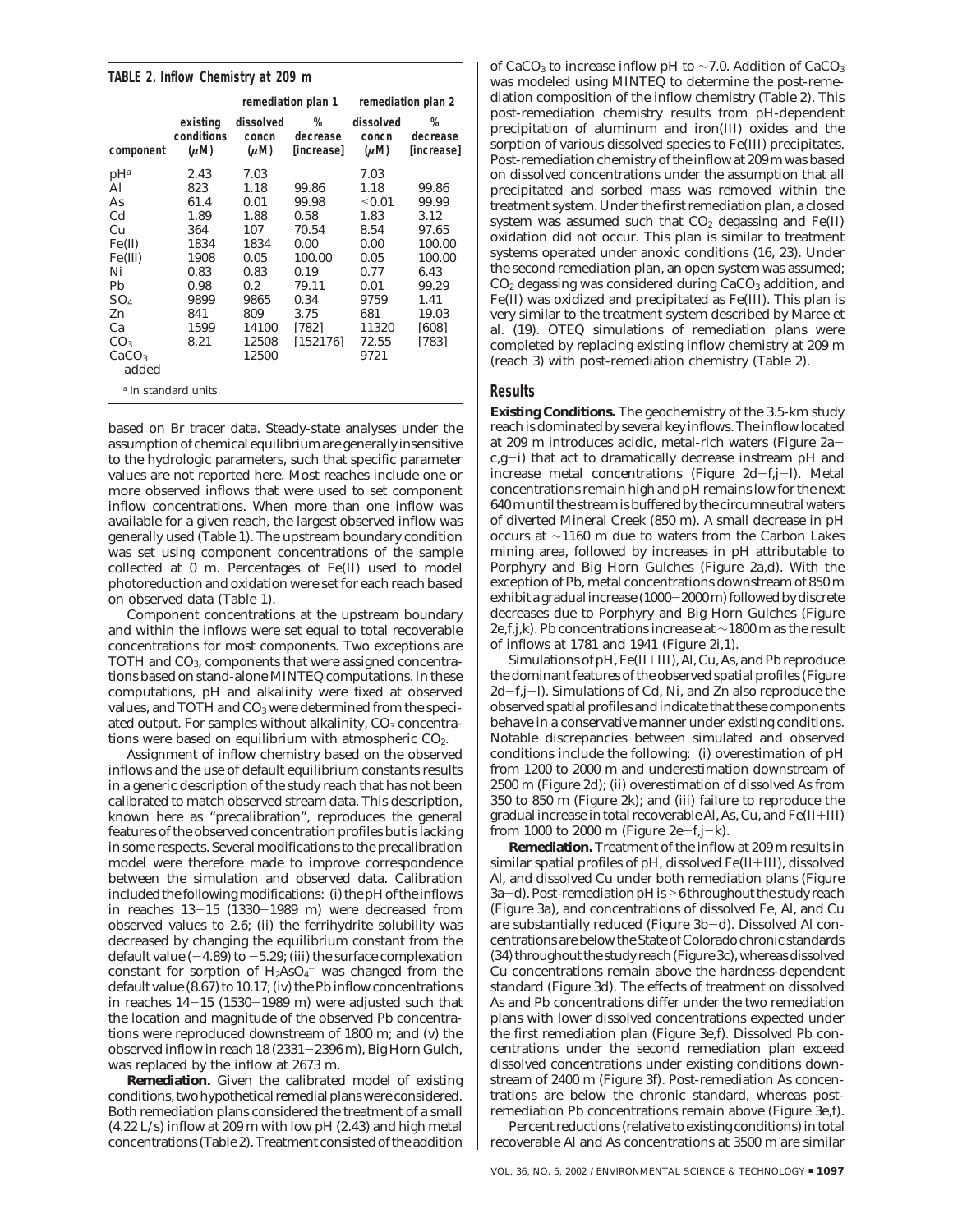**TABLE 2. Inflow Chemistry at 209 m**

| component | existing conditions ($\mu$M) | remediation plan 1 | | remediation plan 2 | |
|---|---|---|---|---|---|
| | | dissolved concn ($\mu$M) | % decrease [increase] | dissolved concn ($\mu$M) | % decrease [increase] |
| pH[a] | 2.43 | 7.03 | | 7.03 | |
| Al | 823 | 1.18 | 99.86 | 1.18 | 99.86 |
| As | 61.4 | 0.01 | 99.98 | <0.01 | 99.99 |
| Cd | 1.89 | 1.88 | 0.58 | 1.83 | 3.12 |
| Cu | 364 | 107 | 70.54 | 8.54 | 97.65 |
| Fe(II) | 1834 | 1834 | 0.00 | 0.00 | 100.00 |
| Fe(III) | 1908 | 0.05 | 100.00 | 0.05 | 100.00 |
| Ni | 0.83 | 0.83 | 0.19 | 0.77 | 6.43 |
| Pb | 0.98 | 0.2 | 79.11 | 0.01 | 99.29 |
| $SO_4$ | 9899 | 9865 | 0.34 | 9759 | 1.41 |
| Zn | 841 | 809 | 3.75 | 681 | 19.03 |
| Ca | 1599 | 14100 | [782] | 11320 | [608] |
| $CO_3$ | 8.21 | 12508 | [152176] | 72.55 | [783] |
| $CaCO_3$ added | | 12500 | | 9721 | |

[a] In standard units.

based on Br tracer data. Steady-state analyses under the assumption of chemical equilibrium are generally insensitive to the hydrologic parameters, such that specific parameter values are not reported here. Most reaches include one or more observed inflows that were used to set component inflow concentrations. When more than one inflow was available for a given reach, the largest observed inflow was generally used (Table 1). The upstream boundary condition was set using component concentrations of the sample collected at 0 m. Percentages of Fe(II) used to model photoreduction and oxidation were set for each reach based on observed data (Table 1).

Component concentrations at the upstream boundary and within the inflows were set equal to total recoverable concentrations for most components. Two exceptions are TOTH and $CO_3$, components that were assigned concentrations based on stand-alone MINTEQ computations. In these computations, pH and alkalinity were fixed at observed values, and TOTH and $CO_3$ were determined from the speciated output. For samples without alkalinity, $CO_3$ concentrations were based on equilibrium with atmospheric $CO_2$.

Assignment of inflow chemistry based on the observed inflows and the use of default equilibrium constants results in a generic description of the study reach that has not been calibrated to match observed stream data. This description, known here as "precalibration", reproduces the general features of the observed concentration profiles but is lacking in some respects. Several modifications to the precalibration model were therefore made to improve correspondence between the simulation and observed data. Calibration included the following modifications: (i) the pH of the inflows in reaches 13–15 (1330–1989 m) were decreased from observed values to 2.6; (ii) the ferrihydrite solubility was decreased by changing the equilibrium constant from the default value (−4.89) to −5.29; (iii) the surface complexation constant for sorption of $H_2AsO_4^-$ was changed from the default value (8.67) to 10.17; (iv) the Pb inflow concentrations in reaches 14–15 (1530–1989 m) were adjusted such that the location and magnitude of the observed Pb concentrations were reproduced downstream of 1800 m; and (v) the observed inflow in reach 18 (2331–2396 m), Big Horn Gulch, was replaced by the inflow at 2673 m.

**Remediation.** Given the calibrated model of existing conditions, two hypothetical remedial plans were considered. Both remediation plans considered the treatment of a small (4.22 L/s) inflow at 209 m with low pH (2.43) and high metal concentrations (Table 2). Treatment consisted of the addition of $CaCO_3$ to increase inflow pH to ~7.0. Addition of $CaCO_3$ was modeled using MINTEQ to determine the post-remediation composition of the inflow chemistry (Table 2). This post-remediation chemistry results from pH-dependent precipitation of aluminum and iron(III) oxides and the sorption of various dissolved species to Fe(III) precipitates. Post-remediation chemistry of the inflow at 209 m was based on dissolved concentrations under the assumption that all precipitated and sorbed mass was removed within the treatment system. Under the first remediation plan, a closed system was assumed such that $CO_2$ degassing and Fe(II) oxidation did not occur. This plan is similar to treatment systems operated under anoxic conditions (16, 23). Under the second remediation plan, an open system was assumed; $CO_2$ degassing was considered during $CaCO_3$ addition, and Fe(II) was oxidized and precipitated as Fe(III). This plan is very similar to the treatment system described by Maree et al. (19). OTEQ simulations of remediation plans were completed by replacing existing inflow chemistry at 209 m (reach 3) with post-remediation chemistry (Table 2).

## Results

**Existing Conditions.** The geochemistry of the 3.5-km study reach is dominated by several key inflows. The inflow located at 209 m introduces acidic, metal-rich waters (Figure 2a–c,g–i) that act to dramatically decrease instream pH and increase metal concentrations (Figure 2d–f,j–l). Metal concentrations remain high and pH remains low for the next 640 m until the stream is buffered by the circumneutral waters of diverted Mineral Creek (850 m). A small decrease in pH occurs at ~1160 m due to waters from the Carbon Lakes mining area, followed by increases in pH attributable to Porphyry and Big Horn Gulches (Figure 2a,d). With the exception of Pb, metal concentrations downstream of 850 m exhibit a gradual increase (1000–2000 m) followed by discrete decreases due to Porphyry and Big Horn Gulches (Figure 2e,f,j,k). Pb concentrations increase at ~1800 m as the result of inflows at 1781 and 1941 (Figure 2i,l).

Simulations of pH, Fe(II+III), Al, Cu, As, and Pb reproduce the dominant features of the observed spatial profiles (Figure 2d–f,j–l). Simulations of Cd, Ni, and Zn also reproduce the observed spatial profiles and indicate that these components behave in a conservative manner under existing conditions. Notable discrepancies between simulated and observed conditions include the following: (i) overestimation of pH from 1200 to 2000 m and underestimation downstream of 2500 m (Figure 2d); (ii) overestimation of dissolved As from 350 to 850 m (Figure 2k); and (iii) failure to reproduce the gradual increase in total recoverable Al, As, Cu, and Fe(II+III) from 1000 to 2000 m (Figure 2e–f,j–k).

**Remediation.** Treatment of the inflow at 209 m results in similar spatial profiles of pH, dissolved Fe(II+III), dissolved Al, and dissolved Cu under both remediation plans (Figure 3a–d). Post-remediation pH is >6 throughout the study reach (Figure 3a), and concentrations of dissolved Fe, Al, and Cu are substantially reduced (Figure 3b–d). Dissolved Al concentrations are below the State of Colorado chronic standards (34) throughout the study reach (Figure 3c), whereas dissolved Cu concentrations remain above the hardness-dependent standard (Figure 3d). The effects of treatment on dissolved As and Pb concentrations differ under the two remediation plans with lower dissolved concentrations expected under the first remediation plan (Figure 3e,f). Dissolved Pb concentrations under the second remediation plan exceed dissolved concentrations under existing conditions downstream of 2400 m (Figure 3f). Post-remediation As concentrations are below the chronic standard, whereas post-remediation Pb concentrations remain above (Figure 3e,f).

Percent reductions (relative to existing conditions) in total recoverable Al and As concentrations at 3500 m are similar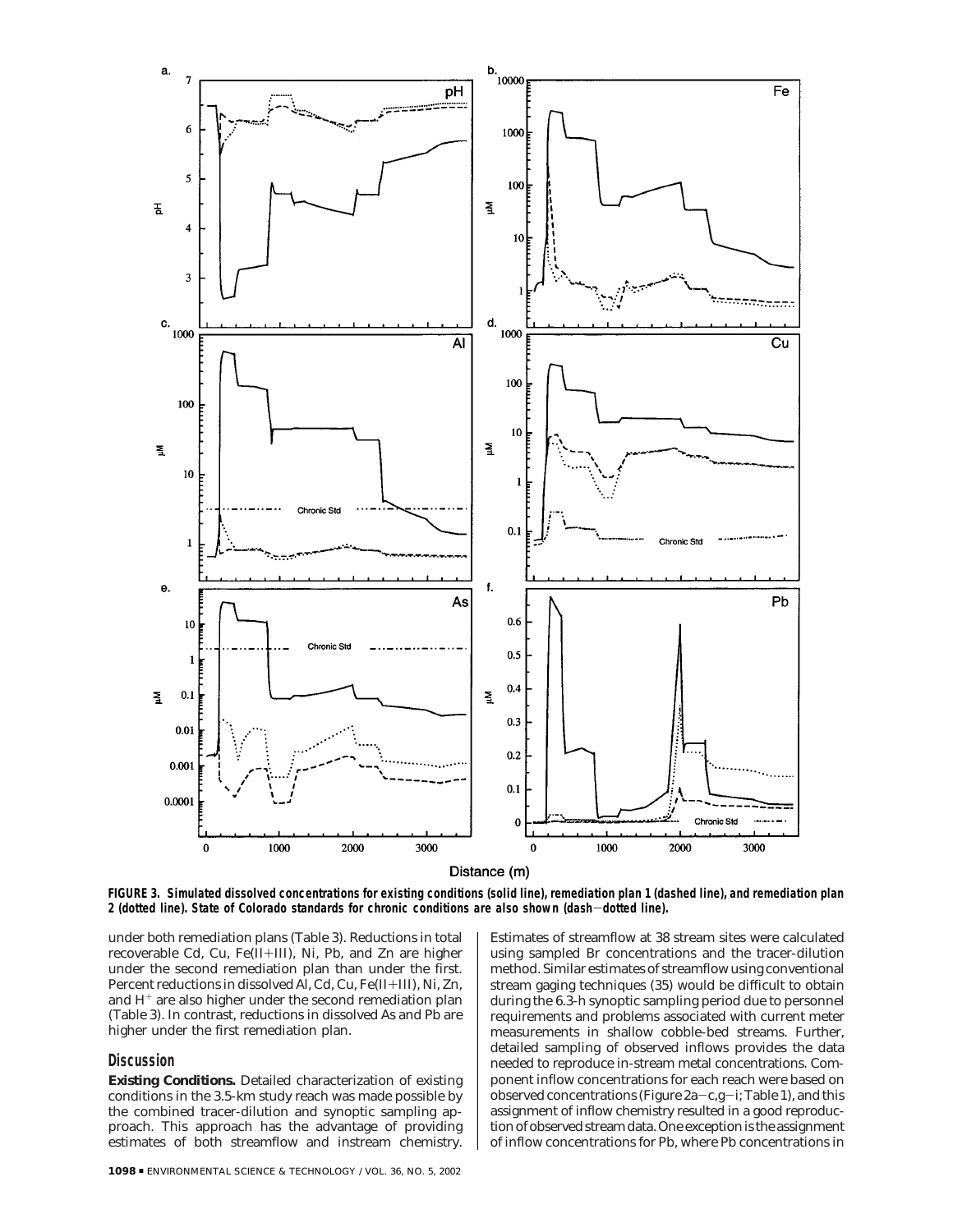**FIGURE 3. Simulated dissolved concentrations for existing conditions (solid line), remediation plan 1 (dashed line), and remediation plan 2 (dotted line). State of Colorado standards for chronic conditions are also shown (dash−dotted line).**

under both remediation plans (Table 3). Reductions in total recoverable Cd, Cu, Fe(II+III), Ni, Pb, and Zn are higher under the second remediation plan than under the first. Percent reductions in dissolved Al, Cd, Cu, Fe(II+III), Ni, Zn, and $H^+$ are also higher under the second remediation plan (Table 3). In contrast, reductions in dissolved As and Pb are higher under the first remediation plan.

## Discussion

**Existing Conditions.** Detailed characterization of existing conditions in the 3.5-km study reach was made possible by the combined tracer-dilution and synoptic sampling approach. This approach has the advantage of providing estimates of both streamflow and instream chemistry. Estimates of streamflow at 38 stream sites were calculated using sampled Br concentrations and the tracer-dilution method. Similar estimates of streamflow using conventional stream gaging techniques (35) would be difficult to obtain during the 6.3-h synoptic sampling period due to personnel requirements and problems associated with current meter measurements in shallow cobble-bed streams. Further, detailed sampling of observed inflows provides the data needed to reproduce in-stream metal concentrations. Component inflow concentrations for each reach were based on observed concentrations (Figure 2a−c,g−i; Table 1), and this assignment of inflow chemistry resulted in a good reproduction of observed stream data. One exception is the assignment of inflow concentrations for Pb, where Pb concentrations in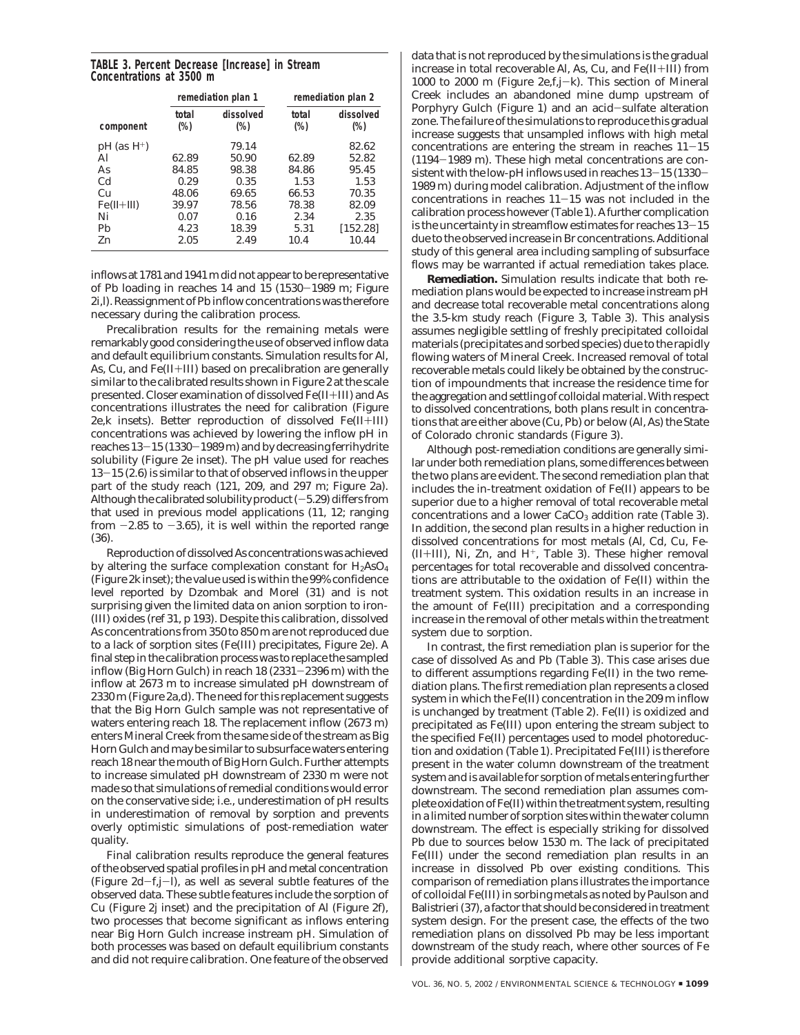**TABLE 3. Percent Decrease [Increase] in Stream Concentrations at 3500 m**

| | remediation plan 1 | | remediation plan 2 | |
|---|---|---|---|---|
| component | total (%) | dissolved (%) | total (%) | dissolved (%) |
| pH (as $H^+$) | | 79.14 | | 82.62 |
| Al | 62.89 | 50.90 | 62.89 | 52.82 |
| As | 84.85 | 98.38 | 84.86 | 95.45 |
| Cd | 0.29 | 0.35 | 1.53 | 1.53 |
| Cu | 48.06 | 69.65 | 66.53 | 70.35 |
| Fe(II+III) | 39.97 | 78.56 | 78.38 | 82.09 |
| Ni | 0.07 | 0.16 | 2.34 | 2.35 |
| Pb | 4.23 | 18.39 | 5.31 | [152.28] |
| Zn | 2.05 | 2.49 | 10.4 | 10.44 |

inflows at 1781 and 1941 m did not appear to be representative of Pb loading in reaches 14 and 15 (1530−1989 m; Figure 2i,l). Reassignment of Pb inflow concentrations was therefore necessary during the calibration process.

Precalibration results for the remaining metals were remarkably good considering the use of observed inflow data and default equilibrium constants. Simulation results for Al, As, Cu, and Fe(II+III) based on precalibration are generally similar to the calibrated results shown in Figure 2 at the scale presented. Closer examination of dissolved Fe(II+III) and As concentrations illustrates the need for calibration (Figure 2e,k insets). Better reproduction of dissolved Fe(II+III) concentrations was achieved by lowering the inflow pH in reaches 13−15 (1330−1989 m) and by decreasing ferrihydrite solubility (Figure 2e inset). The pH value used for reaches 13−15 (2.6) is similar to that of observed inflows in the upper part of the study reach (121, 209, and 297 m; Figure 2a). Although the calibrated solubility product (−5.29) differs from that used in previous model applications (11, 12; ranging from −2.85 to −3.65), it is well within the reported range (36).

Reproduction of dissolved As concentrations was achieved by altering the surface complexation constant for $H_2AsO_4$ (Figure 2k inset); the value used is within the 99% confidence level reported by Dzombak and Morel (31) and is not surprising given the limited data on anion sorption to iron(III) oxides (ref 31, p 193). Despite this calibration, dissolved As concentrations from 350 to 850 m are not reproduced due to a lack of sorption sites (Fe(III) precipitates, Figure 2e). A final step in the calibration process was to replace the sampled inflow (Big Horn Gulch) in reach 18 (2331−2396 m) with the inflow at 2673 m to increase simulated pH downstream of 2330 m (Figure 2a,d). The need for this replacement suggests that the Big Horn Gulch sample was not representative of waters entering reach 18. The replacement inflow (2673 m) enters Mineral Creek from the same side of the stream as Big Horn Gulch and may be similar to subsurface waters entering reach 18 near the mouth of Big Horn Gulch. Further attempts to increase simulated pH downstream of 2330 m were not made so that simulations of remedial conditions would error on the conservative side; i.e., underestimation of pH results in underestimation of removal by sorption and prevents overly optimistic simulations of post-remediation water quality.

Final calibration results reproduce the general features of the observed spatial profiles in pH and metal concentration (Figure 2d−f,j−l), as well as several subtle features of the observed data. These subtle features include the sorption of Cu (Figure 2j inset) and the precipitation of Al (Figure 2f), two processes that become significant as inflows entering near Big Horn Gulch increase instream pH. Simulation of both processes was based on default equilibrium constants and did not require calibration. One feature of the observed data that is not reproduced by the simulations is the gradual increase in total recoverable Al, As, Cu, and Fe(II+III) from 1000 to 2000 m (Figure 2e,f,j−k). This section of Mineral Creek includes an abandoned mine dump upstream of Porphyry Gulch (Figure 1) and an acid−sulfate alteration zone. The failure of the simulations to reproduce this gradual increase suggests that unsampled inflows with high metal concentrations are entering the stream in reaches 11−15 (1194−1989 m). These high metal concentrations are consistent with the low-pH inflows used in reaches 13−15 (1330−1989 m) during model calibration. Adjustment of the inflow concentrations in reaches 11−15 was not included in the calibration process however (Table 1). A further complication is the uncertainty in streamflow estimates for reaches 13−15 due to the observed increase in Br concentrations. Additional study of this general area including sampling of subsurface flows may be warranted if actual remediation takes place.

**Remediation.** Simulation results indicate that both remediation plans would be expected to increase instream pH and decrease total recoverable metal concentrations along the 3.5-km study reach (Figure 3, Table 3). This analysis assumes negligible settling of freshly precipitated colloidal materials (precipitates and sorbed species) due to the rapidly flowing waters of Mineral Creek. Increased removal of total recoverable metals could likely be obtained by the construction of impoundments that increase the residence time for the aggregation and settling of colloidal material. With respect to dissolved concentrations, both plans result in concentrations that are either above (Cu, Pb) or below (Al, As) the State of Colorado chronic standards (Figure 3).

Although post-remediation conditions are generally similar under both remediation plans, some differences between the two plans are evident. The second remediation plan that includes the in-treatment oxidation of Fe(II) appears to be superior due to a higher removal of total recoverable metal concentrations and a lower $CaCO_3$ addition rate (Table 3). In addition, the second plan results in a higher reduction in dissolved concentrations for most metals (Al, Cd, Cu, Fe(II+III), Ni, Zn, and $H^+$, Table 3). These higher removal percentages for total recoverable and dissolved concentrations are attributable to the oxidation of Fe(II) within the treatment system. This oxidation results in an increase in the amount of Fe(III) precipitation and a corresponding increase in the removal of other metals within the treatment system due to sorption.

In contrast, the first remediation plan is superior for the case of dissolved As and Pb (Table 3). This case arises due to different assumptions regarding Fe(II) in the two remediation plans. The first remediation plan represents a closed system in which the Fe(II) concentration in the 209 m inflow is unchanged by treatment (Table 2). Fe(II) is oxidized and precipitated as Fe(III) upon entering the stream subject to the specified Fe(II) percentages used to model photoreduction and oxidation (Table 1). Precipitated Fe(III) is therefore present in the water column downstream of the treatment system and is available for sorption of metals entering further downstream. The second remediation plan assumes complete oxidation of Fe(II) within the treatment system, resulting in a limited number of sorption sites within the water column downstream. The effect is especially striking for dissolved Pb due to sources below 1530 m. The lack of precipitated Fe(III) under the second remediation plan results in an increase in dissolved Pb over existing conditions. This comparison of remediation plans illustrates the importance of colloidal Fe(III) in sorbing metals as noted by Paulson and Balistrieri (37), a factor that should be considered in treatment system design. For the present case, the effects of the two remediation plans on dissolved Pb may be less important downstream of the study reach, where other sources of Fe provide additional sorptive capacity.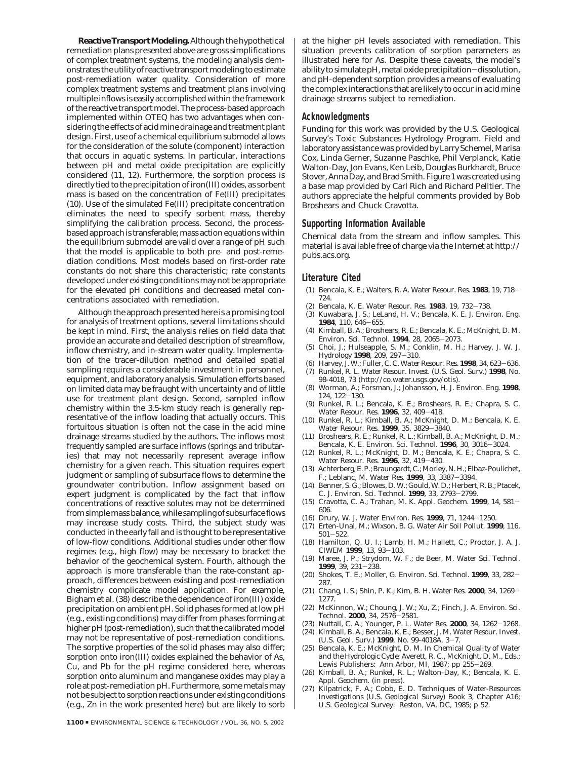**Reactive Transport Modeling.** Although the hypothetical remediation plans presented above are gross simplifications of complex treatment systems, the modeling analysis demonstrates the utility of reactive transport modeling to estimate post-remediation water quality. Consideration of more complex treatment systems and treatment plans involving multiple inflows is easily accomplished within the framework of the reactive transport model. The process-based approach implemented within OTEQ has two advantages when considering the effects of acid mine drainage and treatment plant design. First, use of a chemical equilibrium submodel allows for the consideration of the solute (component) interaction that occurs in aquatic systems. In particular, interactions between pH and metal oxide precipitation are explicitly considered (11, 12). Furthermore, the sorption process is directly tied to the precipitation of iron(III) oxides, as sorbent mass is based on the concentration of Fe(III) precipitates (10). Use of the simulated Fe(III) precipitate concentration eliminates the need to specify sorbent mass, thereby simplifying the calibration process. Second, the process-based approach is transferable; mass action equations within the equilibrium submodel are valid over a range of pH such that the model is applicable to both pre- and post-remediation conditions. Most models based on first-order rate constants do not share this characteristic; rate constants developed under existing conditions may not be appropriate for the elevated pH conditions and decreased metal concentrations associated with remediation.

Although the approach presented here is a promising tool for analysis of treatment options, several limitations should be kept in mind. First, the analysis relies on field data that provide an accurate and detailed description of streamflow, inflow chemistry, and in-stream water quality. Implementation of the tracer-dilution method and detailed spatial sampling requires a considerable investment in personnel, equipment, and laboratory analysis. Simulation efforts based on limited data may be fraught with uncertainty and of little use for treatment plant design. Second, sampled inflow chemistry within the 3.5-km study reach is generally representative of the inflow loading that actually occurs. This fortuitous situation is often not the case in the acid mine drainage streams studied by the authors. The inflows most frequently sampled are surface inflows (springs and tributaries) that may not necessarily represent average inflow chemistry for a given reach. This situation requires expert judgment or sampling of subsurface flows to determine the groundwater contribution. Inflow assignment based on expert judgment is complicated by the fact that inflow concentrations of reactive solutes may not be determined from simple mass balance, while sampling of subsurface flows may increase study costs. Third, the subject study was conducted in the early fall and is thought to be representative of low-flow conditions. Additional studies under other flow regimes (e.g., high flow) may be necessary to bracket the behavior of the geochemical system. Fourth, although the approach is more transferable than the rate-constant approach, differences between existing and post-remediation chemistry complicate model application. For example, Bigham et al. (38) describe the dependence of iron(III) oxide precipitation on ambient pH. Solid phases formed at low pH (e.g., existing conditions) may differ from phases forming at higher pH (post-remediation), such that the calibrated model may not be representative of post-remediation conditions. The sorptive properties of the solid phases may also differ; sorption onto iron(III) oxides explained the behavior of As, Cu, and Pb for the pH regime considered here, whereas sorption onto aluminum and manganese oxides may play a role at post-remediation pH. Furthermore, some metals may not be subject to sorption reactions under existing conditions (e.g., Zn in the work presented here) but are likely to sorb at the higher pH levels associated with remediation. This situation prevents calibration of sorption parameters as illustrated here for As. Despite these caveats, the model's ability to simulate pH, metal oxide precipitation–dissolution, and pH-dependent sorption provides a means of evaluating the complex interactions that are likely to occur in acid mine drainage streams subject to remediation.

## Acknowledgments

Funding for this work was provided by the U.S. Geological Survey's Toxic Substances Hydrology Program. Field and laboratory assistance was provided by Larry Schemel, Marisa Cox, Linda Gerner, Suzanne Paschke, Phil Verplanck, Katie Walton-Day, Jon Evans, Ken Leib, Douglas Burkhardt, Bruce Stover, Anna Day, and Brad Smith. Figure 1 was created using a base map provided by Carl Rich and Richard Pelltier. The authors appreciate the helpful comments provided by Bob Broshears and Chuck Cravotta.

## Supporting Information Available

Chemical data from the stream and inflow samples. This material is available free of charge via the Internet at http://pubs.acs.org.

## Literature Cited

(1) Bencala, K. E.; Walters, R. A. *Water Resour. Res.* **1983**, 19, 718–724.
(2) Bencala, K. E. *Water Resour. Res.* **1983**, 19, 732–738.
(3) Kuwabara, J. S.; LeLand, H. V.; Bencala, K. E. *J. Environ. Eng.* **1984**, 110, 646–655.
(4) Kimball, B. A.; Broshears, R. E.; Bencala, K. E.; McKnight, D. M. *Environ. Sci. Technol.* **1994**, 28, 2065–2073.
(5) Choi, J.; Hulseapple, S. M.; Conklin, M. H.; Harvey, J. W. *J. Hydrology* **1998**, 209, 297–310.
(6) Harvey, J. W.; Fuller, C. C. *Water Resour. Res.* **1998**, 34, 623–636.
(7) Runkel, R. L. *Water Resour. Invest. (U.S. Geol. Surv.)* **1998**, No. 98-4018, 73 (http://co.water.usgs.gov/otis).
(8) Worman, A.; Forsman, J.; Johansson, H. *J. Environ. Eng.* **1998**, 124, 122–130.
(9) Runkel, R. L.; Bencala, K. E.; Broshears, R. E.; Chapra, S. C. *Water Resour. Res.* **1996**, 32, 409–418.
(10) Runkel, R. L.; Kimball, B. A.; McKnight, D. M.; Bencala, K. E. *Water Resour. Res.* **1999**, 35, 3829–3840.
(11) Broshears, R. E.; Runkel, R. L.; Kimball, B. A.; McKnight, D. M.; Bencala, K. E. *Environ. Sci. Technol.* **1996**, 30, 3016–3024.
(12) Runkel, R. L.; McKnight, D. M.; Bencala, K. E.; Chapra, S. C. *Water Resour. Res.* **1996**, 32, 419–430.
(13) Achterberg, E. P.; Braungardt, C.; Morley, N. H.; Elbaz-Poulichet, F.; Leblanc, M. *Water Res.* **1999**, 33, 3387–3394.
(14) Benner, S. G.; Blowes, D. W.; Gould, W. D.; Herbert, R. B.; Ptacek, C. J. *Environ. Sci. Technol.* **1999**, 33, 2793–2799.
(15) Cravotta, C. A.; Trahan, M. K. *Appl. Geochem.* **1999**, 14, 581–606.
(16) Drury, W. J. *Water Environ. Res.* **1999**, 71, 1244–1250.
(17) Erten-Unal, M.; Wixson, B. G. *Water Air Soil Pollut.* **1999**, 116, 501–522.
(18) Hamilton, Q. U. I.; Lamb, H. M.; Hallett, C.; Proctor, J. A. *J. CIWEM* **1999**, 13, 93–103.
(19) Maree, J. P.; Strydom, W. F.; de Beer, M. *Water Sci. Technol.* **1999**, 39, 231–238.
(20) Shokes, T. E.; Moller, G. *Environ. Sci. Technol.* **1999**, 33, 282–287.
(21) Chang, I. S.; Shin, P. K.; Kim, B. H. *Water Res.* **2000**, 34, 1269–1277.
(22) McKinnon, W.; Choung, J. W.; Xu, Z.; Finch, J. A. *Environ. Sci. Technol.* **2000**, 34, 2576–2581.
(23) Nuttall, C. A.; Younger, P. L. *Water Res.* **2000**, 34, 1262–1268.
(24) Kimball, B. A.; Bencala, K. E.; Besser, J. M. *Water Resour. Invest. (U.S. Geol. Surv.)* **1999**, No. 99-4018A, 3–7.
(25) Bencala, K. E.; McKnight, D. M. In *Chemical Quality of Water and the Hydrologic Cycle*; Averett, R. C., McKnight, D. M., Eds.; Lewis Publishers: Ann Arbor, MI, 1987; pp 255–269.
(26) Kimball, B. A.; Runkel, R. L.; Walton-Day, K.; Bencala, K. E. *Appl. Geochem.* (in press).
(27) Kilpatrick, F. A.; Cobb, E. D. *Techniques of Water-Resources Investigations (U.S. Geological Survey)* Book 3, Chapter A16; U.S. Geological Survey: Reston, VA, DC, 1985; p 52.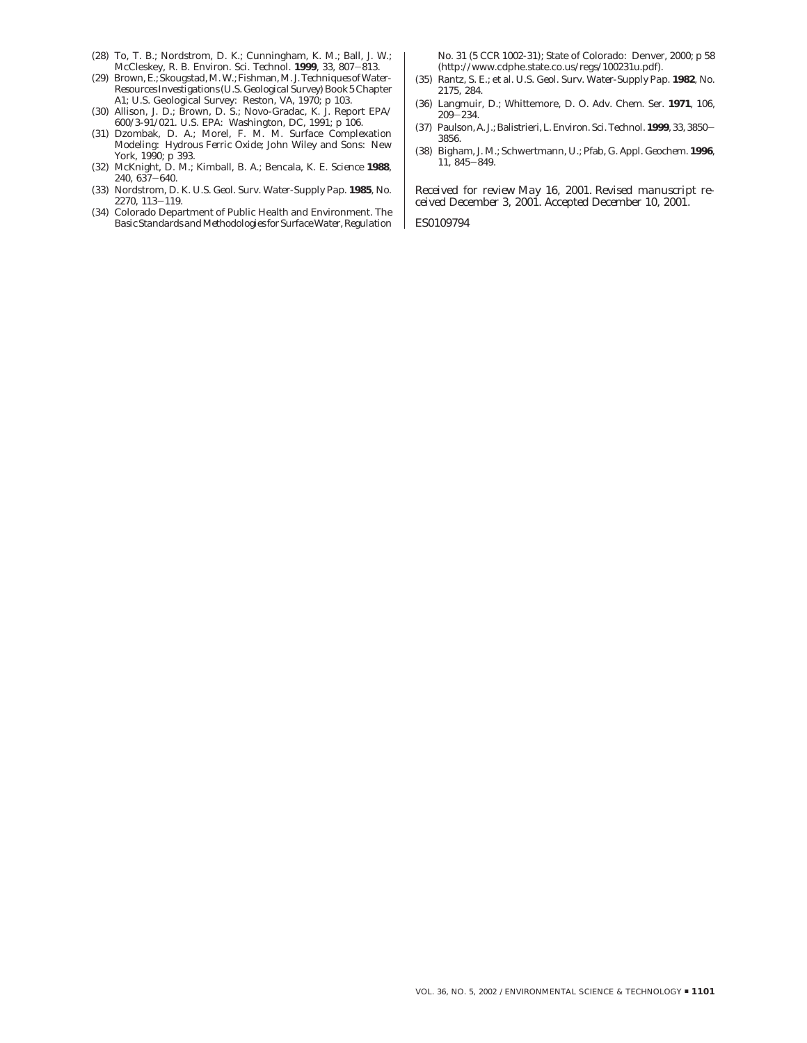(28) To, T. B.; Nordstrom, D. K.; Cunningham, K. M.; Ball, J. W.; McCleskey, R. B. *Environ. Sci. Technol.* **1999**, *33*, 807−813.

(29) Brown, E.; Skougstad, M. W.; Fishman, M. J. *Techniques of Water-Resources Investigations (U.S. Geological Survey)* Book 5 Chapter A1; U.S. Geological Survey: Reston, VA, 1970; p 103.

(30) Allison, J. D.; Brown, D. S.; Novo-Gradac, K. J. Report EPA/600/3-91/021. U.S. EPA: Washington, DC, 1991; p 106.

(31) Dzombak, D. A.; Morel, F. M. M. *Surface Complexation Modeling: Hydrous Ferric Oxide*; John Wiley and Sons: New York, 1990; p 393.

(32) McKnight, D. M.; Kimball, B. A.; Bencala, K. E. *Science* **1988**, *240*, 637−640.

(33) Nordstrom, D. K. *U.S. Geol. Surv. Water-Supply Pap.* **1985**, No. 2270, 113−119.

(34) Colorado Department of Public Health and Environment. *The Basic Standards and Methodologies for Surface Water, Regulation No. 31* (5 CCR 1002-31); State of Colorado: Denver, 2000; p 58 (http://www.cdphe.state.co.us/regs/100231u.pdf).

(35) Rantz, S. E.; et al. *U.S. Geol. Surv. Water-Supply Pap.* **1982**, No. 2175, 284.

(36) Langmuir, D.; Whittemore, D. O. *Adv. Chem. Ser.* **1971**, *106*, 209−234.

(37) Paulson, A. J.; Balistrieri, L. *Environ. Sci. Technol.* **1999**, *33*, 3850−3856.

(38) Bigham, J. M.; Schwertmann, U.; Pfab, G. *Appl. Geochem.* **1996**, *11*, 845−849.

*Received for review May 16, 2001. Revised manuscript received December 3, 2001. Accepted December 10, 2001.*

ES0109794